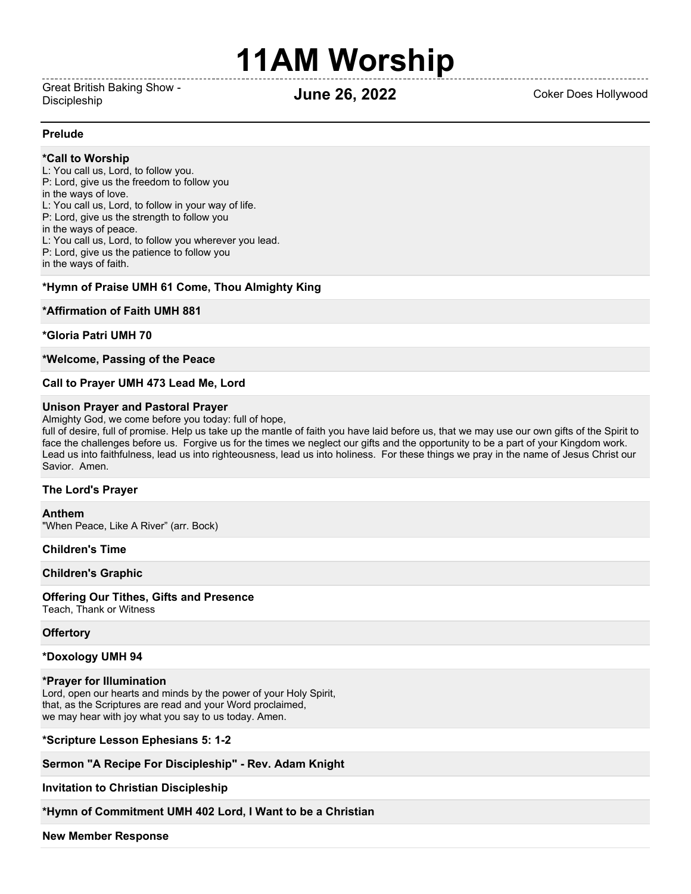# 11AM Worship

Great British Baking Show - Discipleship

**June 26, 2022**

Coker Does Hollywood

**Prelude**

**\*Call to Worship**

L: You call us, Lord, to follow you.
P: Lord, give us the freedom to follow you
in the ways of love.
L: You call us, Lord, to follow in your way of life.
P: Lord, give us the strength to follow you
in the ways of peace.
L: You call us, Lord, to follow you wherever you lead.
P: Lord, give us the patience to follow you
in the ways of faith.

**\*Hymn of Praise UMH 61 Come, Thou Almighty King**

**\*Affirmation of Faith UMH 881**

**\*Gloria Patri UMH 70**

**\*Welcome, Passing of the Peace**

**Call to Prayer UMH 473 Lead Me, Lord**

**Unison Prayer and Pastoral Prayer**

Almighty God, we come before you today: full of hope,
full of desire, full of promise. Help us take up the mantle of faith you have laid before us, that we may use our own gifts of the Spirit to face the challenges before us. Forgive us for the times we neglect our gifts and the opportunity to be a part of your Kingdom work. Lead us into faithfulness, lead us into righteousness, lead us into holiness. For these things we pray in the name of Jesus Christ our Savior. Amen.

**The Lord's Prayer**

**Anthem**

"When Peace, Like A River" (arr. Bock)

**Children's Time**

**Children's Graphic**

**Offering Our Tithes, Gifts and Presence**

Teach, Thank or Witness

**Offertory**

**\*Doxology UMH 94**

**\*Prayer for Illumination**

Lord, open our hearts and minds by the power of your Holy Spirit,
that, as the Scriptures are read and your Word proclaimed,
we may hear with joy what you say to us today. Amen.

**\*Scripture Lesson Ephesians 5: 1-2**

**Sermon "A Recipe For Discipleship" - Rev. Adam Knight**

**Invitation to Christian Discipleship**

**\*Hymn of Commitment UMH 402 Lord, I Want to be a Christian**

**New Member Response**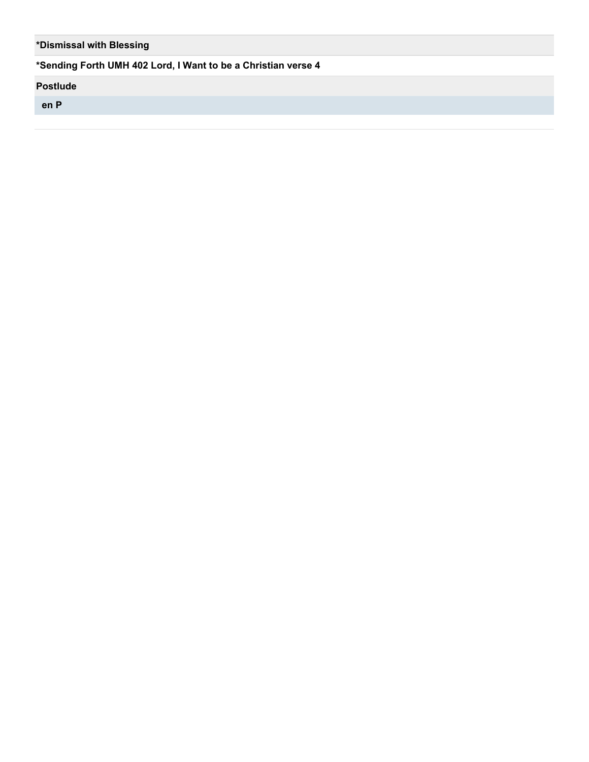**\*Dismissal with Blessing**

**\*Sending Forth UMH 402 Lord, I Want to be a Christian verse 4**

**Postlude**

**en P**